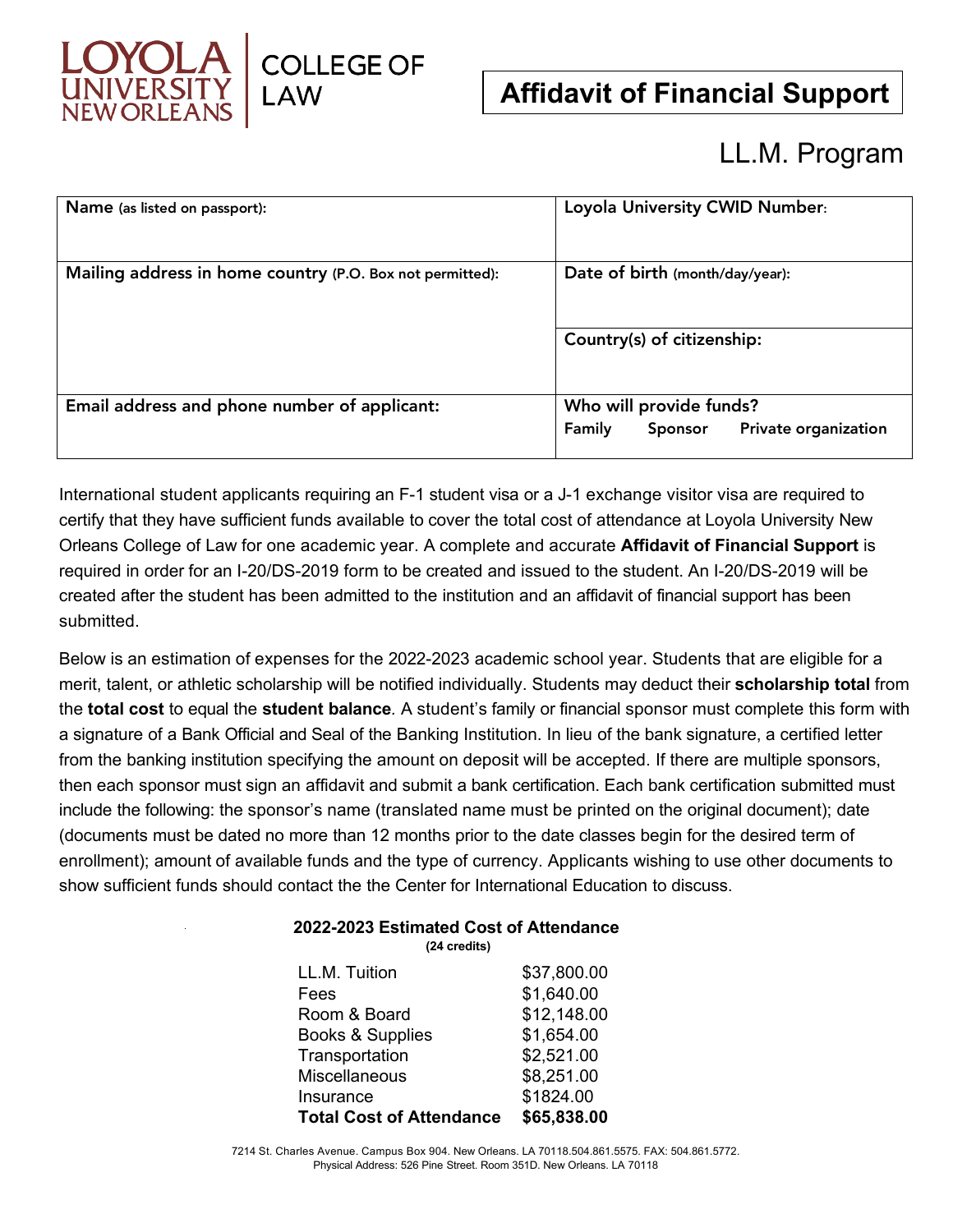LOYOLA UNIVERSITY NEW ORLEANS | COLLEGE OF LAW

# Affidavit of Financial Support

## LL.M. Program

| Name (as listed on passport): | Loyola University CWID Number: |
|---|---|
| Mailing address in home country (P.O. Box not permitted): | Date of birth (month/day/year): |
| | Country(s) of citizenship: |
| Email address and phone number of applicant: | Who will provide funds? Family Sponsor Private organization |

International student applicants requiring an F-1 student visa or a J-1 exchange visitor visa are required to certify that they have sufficient funds available to cover the total cost of attendance at Loyola University New Orleans College of Law for one academic year. A complete and accurate **Affidavit of Financial Support** is required in order for an I-20/DS-2019 form to be created and issued to the student. An I-20/DS-2019 will be created after the student has been admitted to the institution and an affidavit of financial support has been submitted.

Below is an estimation of expenses for the 2022-2023 academic school year. Students that are eligible for a merit, talent, or athletic scholarship will be notified individually. Students may deduct their **scholarship total** from the **total cost** to equal the **student balance**. A student's family or financial sponsor must complete this form with a signature of a Bank Official and Seal of the Banking Institution. In lieu of the bank signature, a certified letter from the banking institution specifying the amount on deposit will be accepted. If there are multiple sponsors, then each sponsor must sign an affidavit and submit a bank certification. Each bank certification submitted must include the following: the sponsor's name (translated name must be printed on the original document); date (documents must be dated no more than 12 months prior to the date classes begin for the desired term of enrollment); amount of available funds and the type of currency. Applicants wishing to use other documents to show sufficient funds should contact the the Center for International Education to discuss.

**2022-2023 Estimated Cost of Attendance**
**(24 credits)**

| | |
|---|---|
| LL.M. Tuition | $37,800.00 |
| Fees | $1,640.00 |
| Room & Board | $12,148.00 |
| Books & Supplies | $1,654.00 |
| Transportation | $2,521.00 |
| Miscellaneous | $8,251.00 |
| Insurance | $1824.00 |
| **Total Cost of Attendance** | **$65,838.00** |

7214 St. Charles Avenue. Campus Box 904. New Orleans. LA 70118.504.861.5575. FAX: 504.861.5772.
Physical Address: 526 Pine Street. Room 351D. New Orleans. LA 70118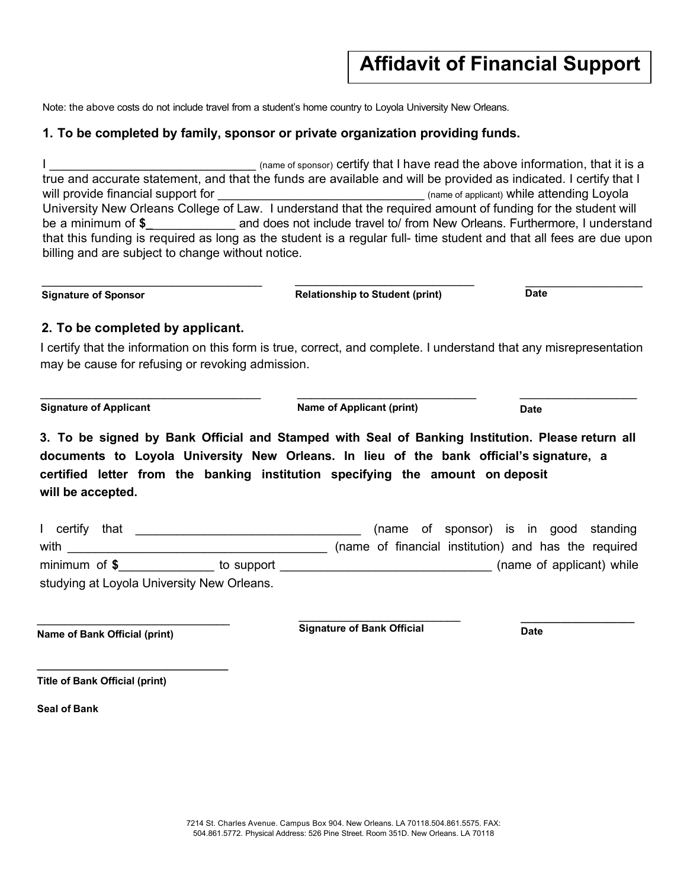# Affidavit of Financial Support

Note: the above costs do not include travel from a student's home country to Loyola University New Orleans.

## 1. To be completed by family, sponsor or private organization providing funds.

I ______________________________ (name of sponsor) certify that I have read the above information, that it is a true and accurate statement, and that the funds are available and will be provided as indicated. I certify that I will provide financial support for ______________________________ (name of applicant) while attending Loyola University New Orleans College of Law. I understand that the required amount of funding for the student will be a minimum of **$**_____________ and does not include travel to/ from New Orleans. Furthermore, I understand that this funding is required as long as the student is a regular full- time student and that all fees are due upon billing and are subject to change without notice.

___________________________________ ______________________________ ____________________

**Signature of Sponsor** **Relationship to Student (print)** **Date**

## 2. To be completed by applicant.

I certify that the information on this form is true, correct, and complete. I understand that any misrepresentation may be cause for refusing or revoking admission.

___________________________________ ______________________________ ____________________

**Signature of Applicant** **Name of Applicant (print)** **Date**

**3. To be signed by Bank Official and Stamped with Seal of Banking Institution. Please return all documents to Loyola University New Orleans. In lieu of the bank official's signature, a certified letter from the banking institution specifying the amount on deposit will be accepted.**

I certify that _________________________________ (name of sponsor) is in good standing with ______________________________________ (name of financial institution) and has the required minimum of **$**______________ to support _______________________________ (name of applicant) while studying at Loyola University New Orleans.

________________________________ ___________________________ ___________________

**Name of Bank Official (print)** **Signature of Bank Official** **Date**

________________________________

**Title of Bank Official (print)**

**Seal of Bank**

7214 St. Charles Avenue. Campus Box 904. New Orleans. LA 70118.504.861.5575. FAX: 504.861.5772. Physical Address: 526 Pine Street. Room 351D. New Orleans. LA 70118